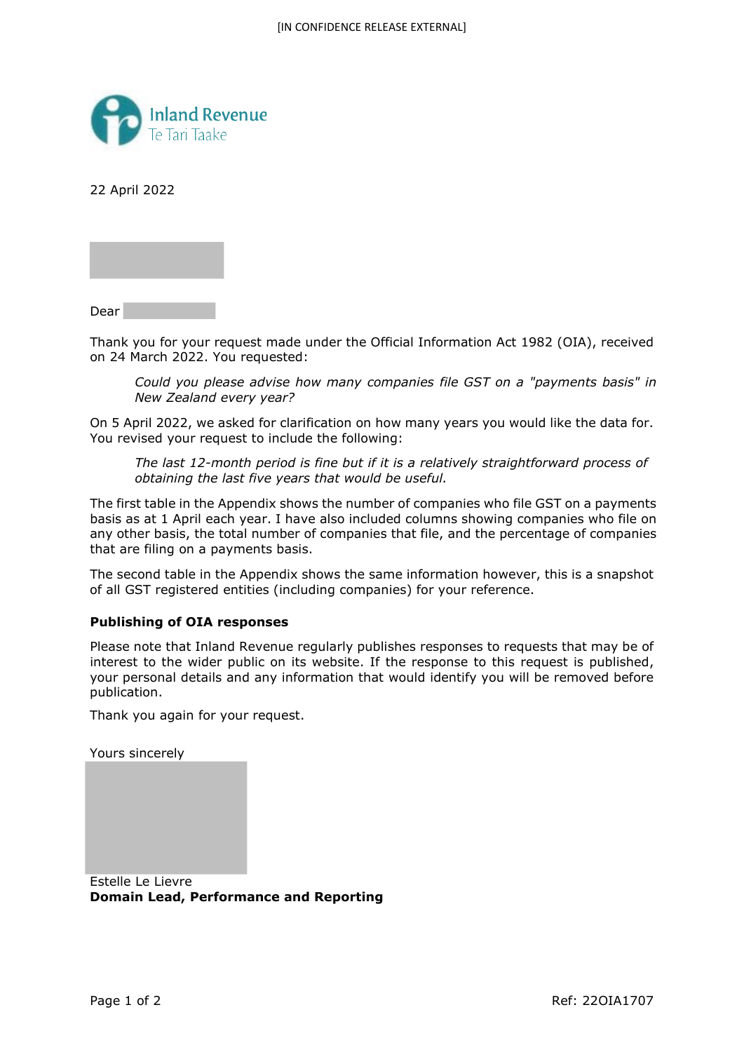Inland Revenue
Te Tari Taake

22 April 2022

Dear

Thank you for your request made under the Official Information Act 1982 (OIA), received on 24 March 2022. You requested:

> *Could you please advise how many companies file GST on a "payments basis" in New Zealand every year?*

On 5 April 2022, we asked for clarification on how many years you would like the data for. You revised your request to include the following:

> *The last 12-month period is fine but if it is a relatively straightforward process of obtaining the last five years that would be useful.*

The first table in the Appendix shows the number of companies who file GST on a payments basis as at 1 April each year. I have also included columns showing companies who file on any other basis, the total number of companies that file, and the percentage of companies that are filing on a payments basis.

The second table in the Appendix shows the same information however, this is a snapshot of all GST registered entities (including companies) for your reference.

**Publishing of OIA responses**

Please note that Inland Revenue regularly publishes responses to requests that may be of interest to the wider public on its website. If the response to this request is published, your personal details and any information that would identify you will be removed before publication.

Thank you again for your request.

Yours sincerely

Estelle Le Lievre
**Domain Lead, Performance and Reporting**

Ref: 22OIA1707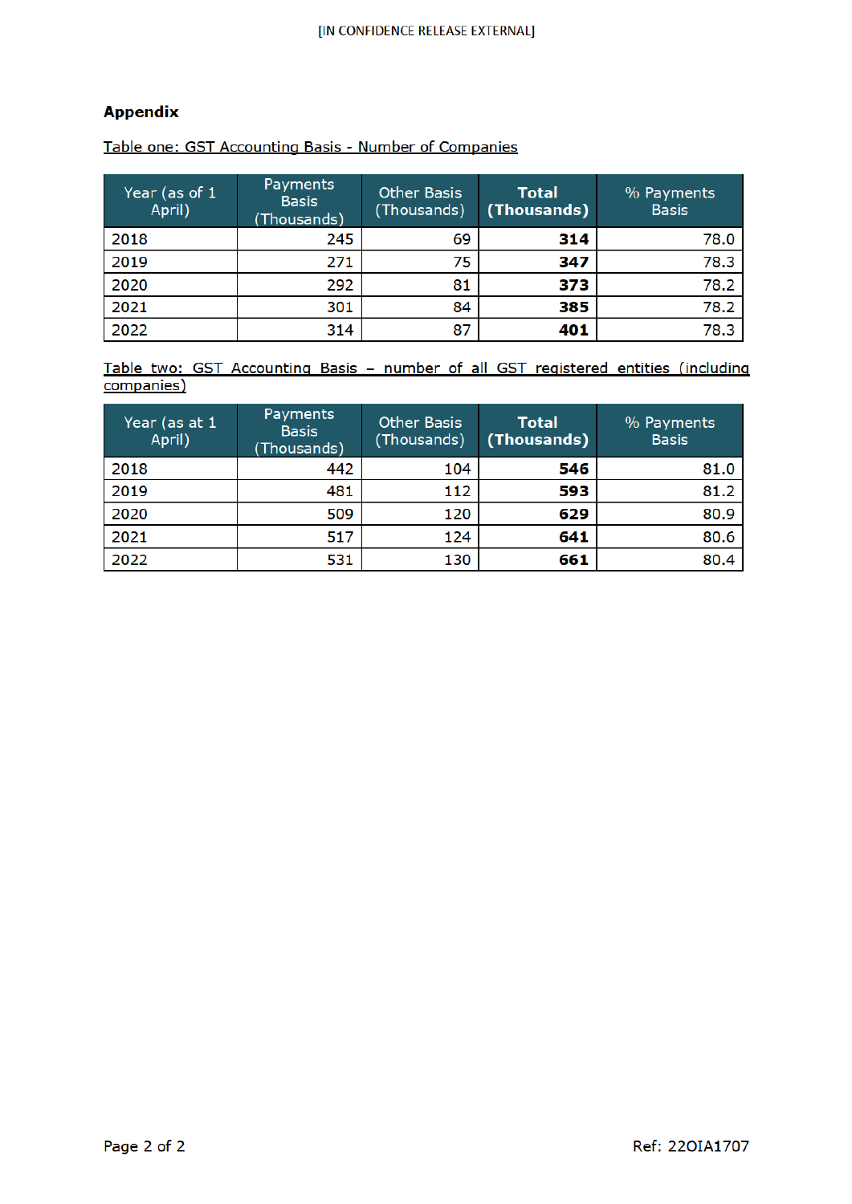## Appendix

Table one: GST Accounting Basis - Number of Companies

| Year (as of 1 April) | Payments Basis (Thousands) | Other Basis (Thousands) | **Total (Thousands)** | % Payments Basis |
|---|---|---|---|---|
| 2018 | 245 | 69 | **314** | 78.0 |
| 2019 | 271 | 75 | **347** | 78.3 |
| 2020 | 292 | 81 | **373** | 78.2 |
| 2021 | 301 | 84 | **385** | 78.2 |
| 2022 | 314 | 87 | **401** | 78.3 |

Table two: GST Accounting Basis – number of all GST registered entities (including companies)

| Year (as at 1 April) | Payments Basis (Thousands) | Other Basis (Thousands) | **Total (Thousands)** | % Payments Basis |
|---|---|---|---|---|
| 2018 | 442 | 104 | **546** | 81.0 |
| 2019 | 481 | 112 | **593** | 81.2 |
| 2020 | 509 | 120 | **629** | 80.9 |
| 2021 | 517 | 124 | **641** | 80.6 |
| 2022 | 531 | 130 | **661** | 80.4 |

Ref: 22OIA1707